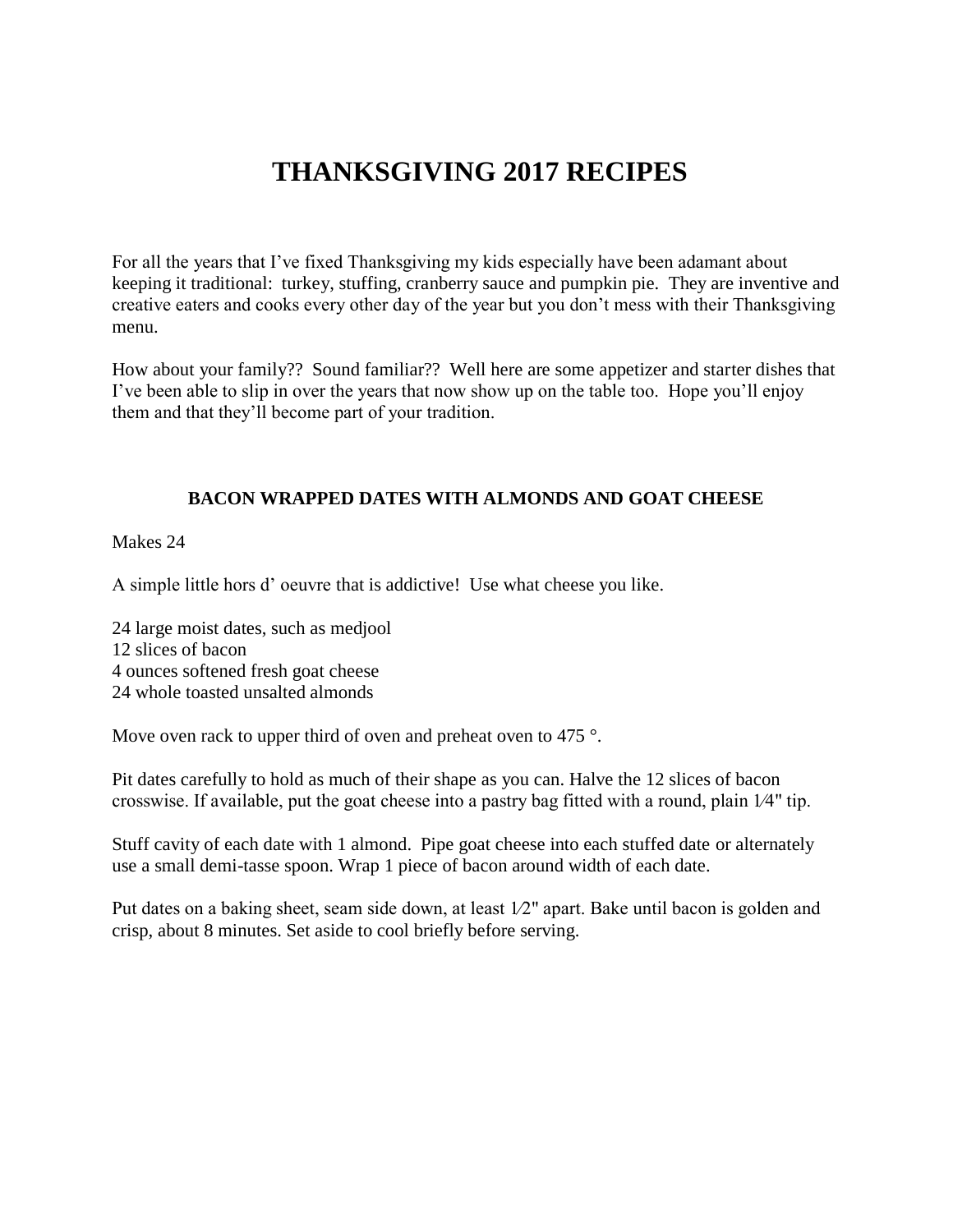# THANKSGIVING 2017 RECIPES

For all the years that I've fixed Thanksgiving my kids especially have been adamant about keeping it traditional: turkey, stuffing, cranberry sauce and pumpkin pie. They are inventive and creative eaters and cooks every other day of the year but you don't mess with their Thanksgiving menu.

How about your family?? Sound familiar?? Well here are some appetizer and starter dishes that I've been able to slip in over the years that now show up on the table too. Hope you'll enjoy them and that they'll become part of your tradition.

### BACON WRAPPED DATES WITH ALMONDS AND GOAT CHEESE

Makes 24

A simple little hors d' oeuvre that is addictive! Use what cheese you like.

24 large moist dates, such as medjool
12 slices of bacon
4 ounces softened fresh goat cheese
24 whole toasted unsalted almonds

Move oven rack to upper third of oven and preheat oven to 475 °.

Pit dates carefully to hold as much of their shape as you can. Halve the 12 slices of bacon crosswise. If available, put the goat cheese into a pastry bag fitted with a round, plain 1⁄4" tip.

Stuff cavity of each date with 1 almond. Pipe goat cheese into each stuffed date or alternately use a small demi-tasse spoon. Wrap 1 piece of bacon around width of each date.

Put dates on a baking sheet, seam side down, at least 1⁄2" apart. Bake until bacon is golden and crisp, about 8 minutes. Set aside to cool briefly before serving.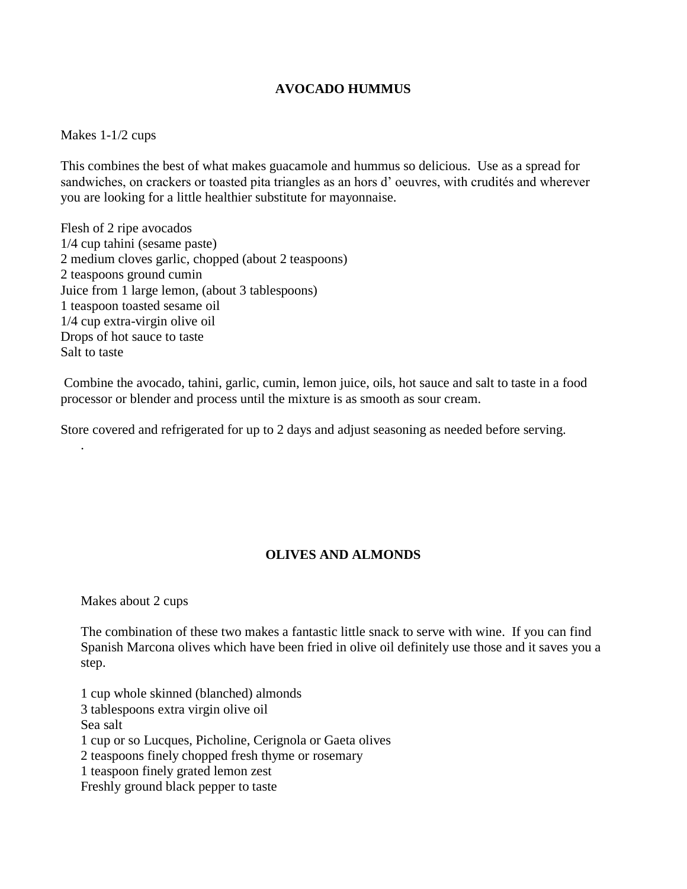## AVOCADO HUMMUS

Makes 1-1/2 cups

This combines the best of what makes guacamole and hummus so delicious. Use as a spread for sandwiches, on crackers or toasted pita triangles as an hors d' oeuvres, with crudités and wherever you are looking for a little healthier substitute for mayonnaise.

Flesh of 2 ripe avocados
1/4 cup tahini (sesame paste)
2 medium cloves garlic, chopped (about 2 teaspoons)
2 teaspoons ground cumin
Juice from 1 large lemon, (about 3 tablespoons)
1 teaspoon toasted sesame oil
1/4 cup extra-virgin olive oil
Drops of hot sauce to taste
Salt to taste

Combine the avocado, tahini, garlic, cumin, lemon juice, oils, hot sauce and salt to taste in a food processor or blender and process until the mixture is as smooth as sour cream.

Store covered and refrigerated for up to 2 days and adjust seasoning as needed before serving.

.

## OLIVES AND ALMONDS

Makes about 2 cups

The combination of these two makes a fantastic little snack to serve with wine. If you can find Spanish Marcona olives which have been fried in olive oil definitely use those and it saves you a step.

1 cup whole skinned (blanched) almonds
3 tablespoons extra virgin olive oil
Sea salt
1 cup or so Lucques, Picholine, Cerignola or Gaeta olives
2 teaspoons finely chopped fresh thyme or rosemary
1 teaspoon finely grated lemon zest
Freshly ground black pepper to taste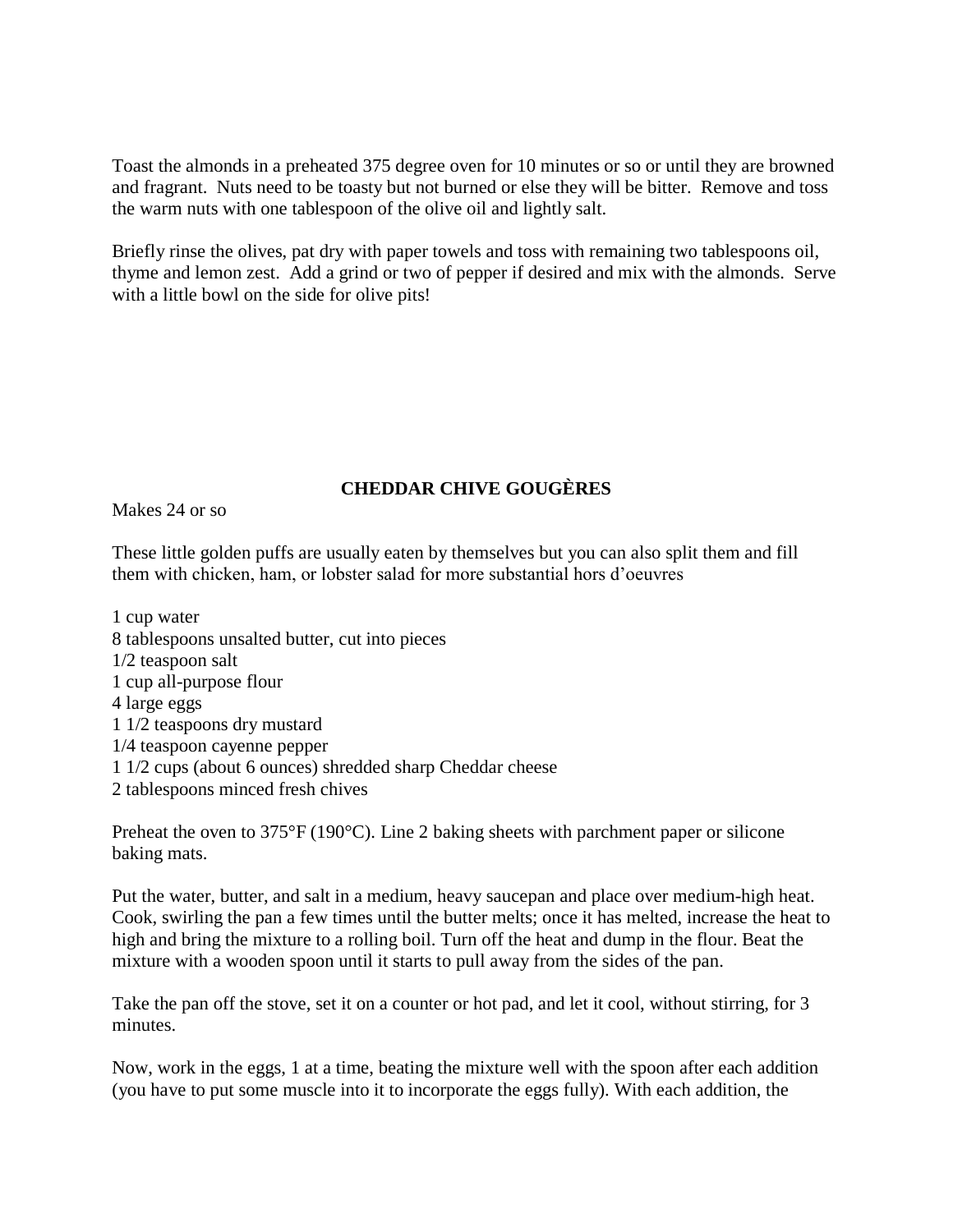Toast the almonds in a preheated 375 degree oven for 10 minutes or so or until they are browned and fragrant. Nuts need to be toasty but not burned or else they will be bitter. Remove and toss the warm nuts with one tablespoon of the olive oil and lightly salt.

Briefly rinse the olives, pat dry with paper towels and toss with remaining two tablespoons oil, thyme and lemon zest. Add a grind or two of pepper if desired and mix with the almonds. Serve with a little bowl on the side for olive pits!

## CHEDDAR CHIVE GOUGÈRES

Makes 24 or so

These little golden puffs are usually eaten by themselves but you can also split them and fill them with chicken, ham, or lobster salad for more substantial hors d'oeuvres

1 cup water
8 tablespoons unsalted butter, cut into pieces
1/2 teaspoon salt
1 cup all-purpose flour
4 large eggs
1 1/2 teaspoons dry mustard
1/4 teaspoon cayenne pepper
1 1/2 cups (about 6 ounces) shredded sharp Cheddar cheese
2 tablespoons minced fresh chives

Preheat the oven to 375°F (190°C). Line 2 baking sheets with parchment paper or silicone baking mats.

Put the water, butter, and salt in a medium, heavy saucepan and place over medium-high heat. Cook, swirling the pan a few times until the butter melts; once it has melted, increase the heat to high and bring the mixture to a rolling boil. Turn off the heat and dump in the flour. Beat the mixture with a wooden spoon until it starts to pull away from the sides of the pan.

Take the pan off the stove, set it on a counter or hot pad, and let it cool, without stirring, for 3 minutes.

Now, work in the eggs, 1 at a time, beating the mixture well with the spoon after each addition (you have to put some muscle into it to incorporate the eggs fully). With each addition, the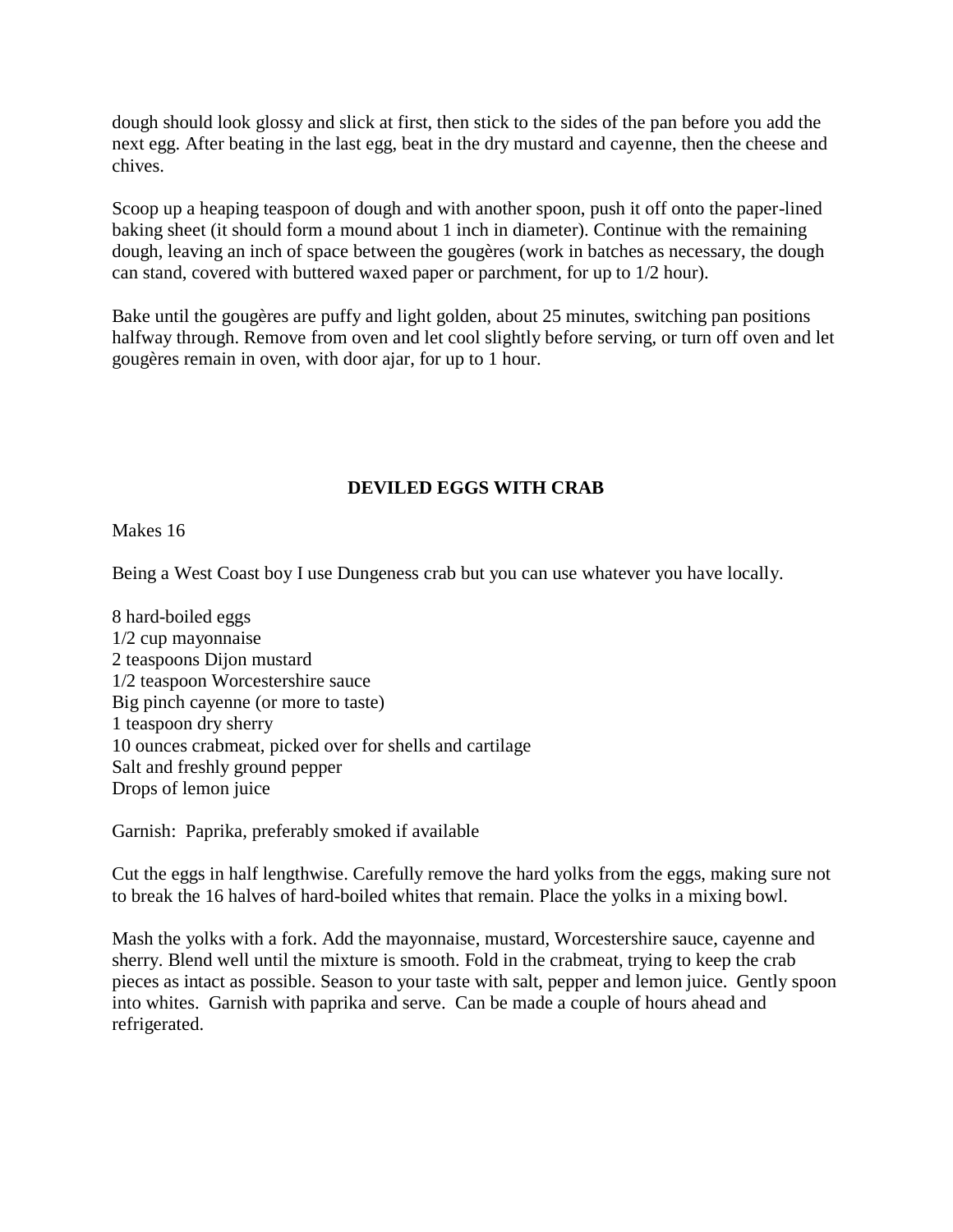dough should look glossy and slick at first, then stick to the sides of the pan before you add the next egg. After beating in the last egg, beat in the dry mustard and cayenne, then the cheese and chives.

Scoop up a heaping teaspoon of dough and with another spoon, push it off onto the paper-lined baking sheet (it should form a mound about 1 inch in diameter). Continue with the remaining dough, leaving an inch of space between the gougères (work in batches as necessary, the dough can stand, covered with buttered waxed paper or parchment, for up to 1/2 hour).

Bake until the gougères are puffy and light golden, about 25 minutes, switching pan positions halfway through. Remove from oven and let cool slightly before serving, or turn off oven and let gougères remain in oven, with door ajar, for up to 1 hour.

## DEVILED EGGS WITH CRAB

Makes 16

Being a West Coast boy I use Dungeness crab but you can use whatever you have locally.

8 hard-boiled eggs
1/2 cup mayonnaise
2 teaspoons Dijon mustard
1/2 teaspoon Worcestershire sauce
Big pinch cayenne (or more to taste)
1 teaspoon dry sherry
10 ounces crabmeat, picked over for shells and cartilage
Salt and freshly ground pepper
Drops of lemon juice

Garnish: Paprika, preferably smoked if available

Cut the eggs in half lengthwise. Carefully remove the hard yolks from the eggs, making sure not to break the 16 halves of hard-boiled whites that remain. Place the yolks in a mixing bowl.

Mash the yolks with a fork. Add the mayonnaise, mustard, Worcestershire sauce, cayenne and sherry. Blend well until the mixture is smooth. Fold in the crabmeat, trying to keep the crab pieces as intact as possible. Season to your taste with salt, pepper and lemon juice. Gently spoon into whites. Garnish with paprika and serve. Can be made a couple of hours ahead and refrigerated.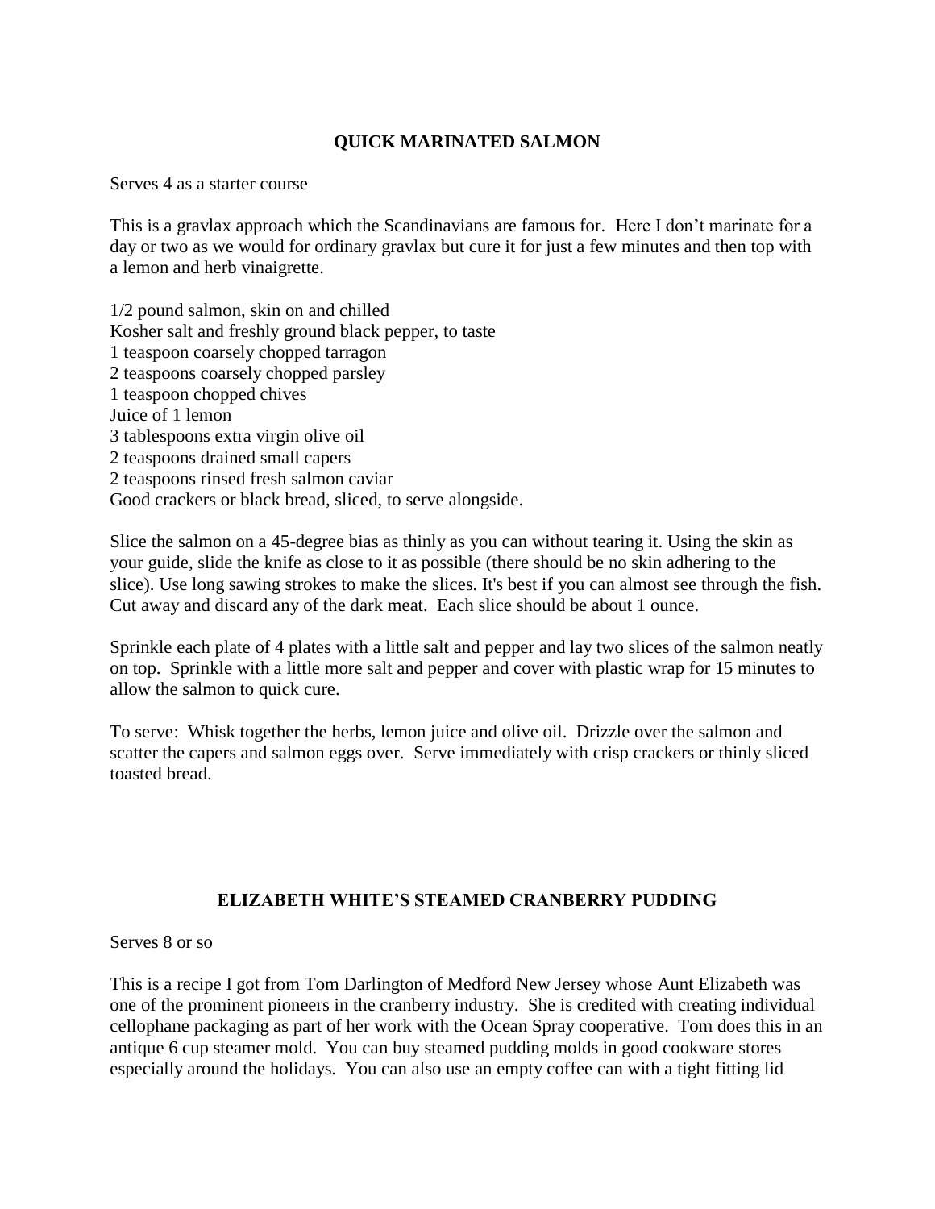## QUICK MARINATED SALMON

Serves 4 as a starter course

This is a gravlax approach which the Scandinavians are famous for. Here I don't marinate for a day or two as we would for ordinary gravlax but cure it for just a few minutes and then top with a lemon and herb vinaigrette.

1/2 pound salmon, skin on and chilled
Kosher salt and freshly ground black pepper, to taste
1 teaspoon coarsely chopped tarragon
2 teaspoons coarsely chopped parsley
1 teaspoon chopped chives
Juice of 1 lemon
3 tablespoons extra virgin olive oil
2 teaspoons drained small capers
2 teaspoons rinsed fresh salmon caviar
Good crackers or black bread, sliced, to serve alongside.

Slice the salmon on a 45-degree bias as thinly as you can without tearing it. Using the skin as your guide, slide the knife as close to it as possible (there should be no skin adhering to the slice). Use long sawing strokes to make the slices. It's best if you can almost see through the fish. Cut away and discard any of the dark meat. Each slice should be about 1 ounce.

Sprinkle each plate of 4 plates with a little salt and pepper and lay two slices of the salmon neatly on top. Sprinkle with a little more salt and pepper and cover with plastic wrap for 15 minutes to allow the salmon to quick cure.

To serve: Whisk together the herbs, lemon juice and olive oil. Drizzle over the salmon and scatter the capers and salmon eggs over. Serve immediately with crisp crackers or thinly sliced toasted bread.

## ELIZABETH WHITE'S STEAMED CRANBERRY PUDDING

Serves 8 or so

This is a recipe I got from Tom Darlington of Medford New Jersey whose Aunt Elizabeth was one of the prominent pioneers in the cranberry industry. She is credited with creating individual cellophane packaging as part of her work with the Ocean Spray cooperative. Tom does this in an antique 6 cup steamer mold. You can buy steamed pudding molds in good cookware stores especially around the holidays. You can also use an empty coffee can with a tight fitting lid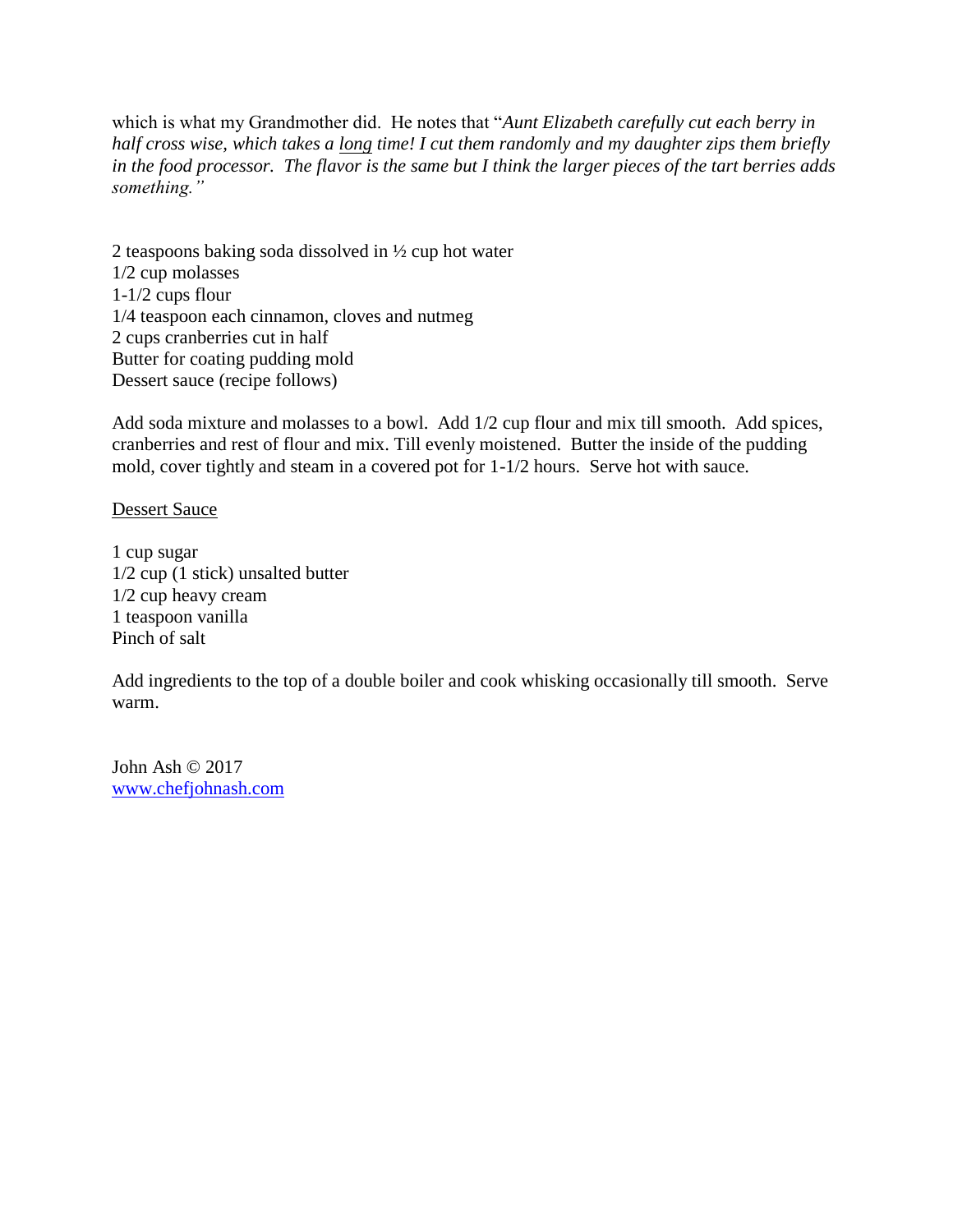which is what my Grandmother did. He notes that "*Aunt Elizabeth carefully cut each berry in half cross wise, which takes a <u>long</u> time! I cut them randomly and my daughter zips them briefly in the food processor. The flavor is the same but I think the larger pieces of the tart berries adds something."*

2 teaspoons baking soda dissolved in ½ cup hot water
1/2 cup molasses
1-1/2 cups flour
1/4 teaspoon each cinnamon, cloves and nutmeg
2 cups cranberries cut in half
Butter for coating pudding mold
Dessert sauce (recipe follows)

Add soda mixture and molasses to a bowl. Add 1/2 cup flour and mix till smooth. Add spices, cranberries and rest of flour and mix. Till evenly moistened. Butter the inside of the pudding mold, cover tightly and steam in a covered pot for 1-1/2 hours. Serve hot with sauce.

<u>Dessert Sauce</u>

1 cup sugar
1/2 cup (1 stick) unsalted butter
1/2 cup heavy cream
1 teaspoon vanilla
Pinch of salt

Add ingredients to the top of a double boiler and cook whisking occasionally till smooth. Serve warm.

John Ash © 2017
[www.chefjohnash.com](http://www.chefjohnash.com)